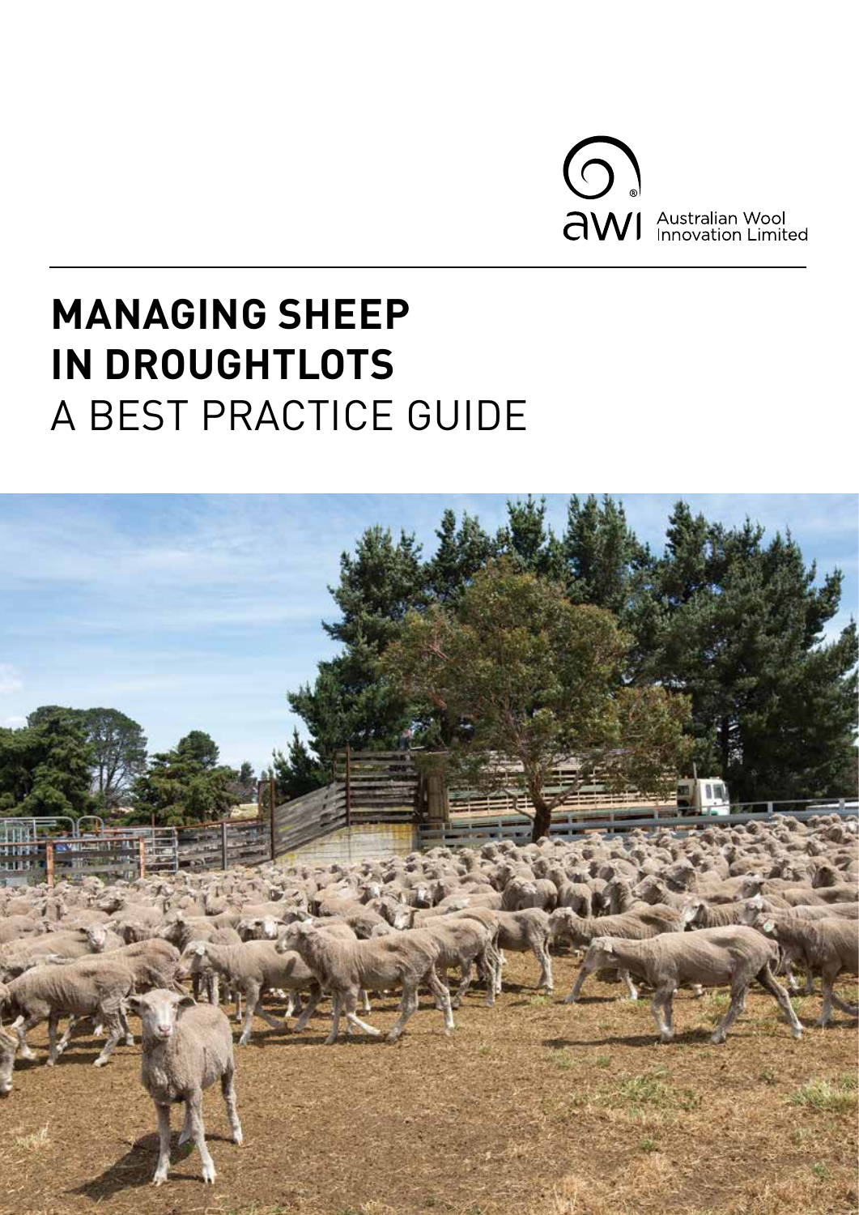Australian Wool Innovation Limited

# MANAGING SHEEP IN DROUGHTLOTS

## A BEST PRACTICE GUIDE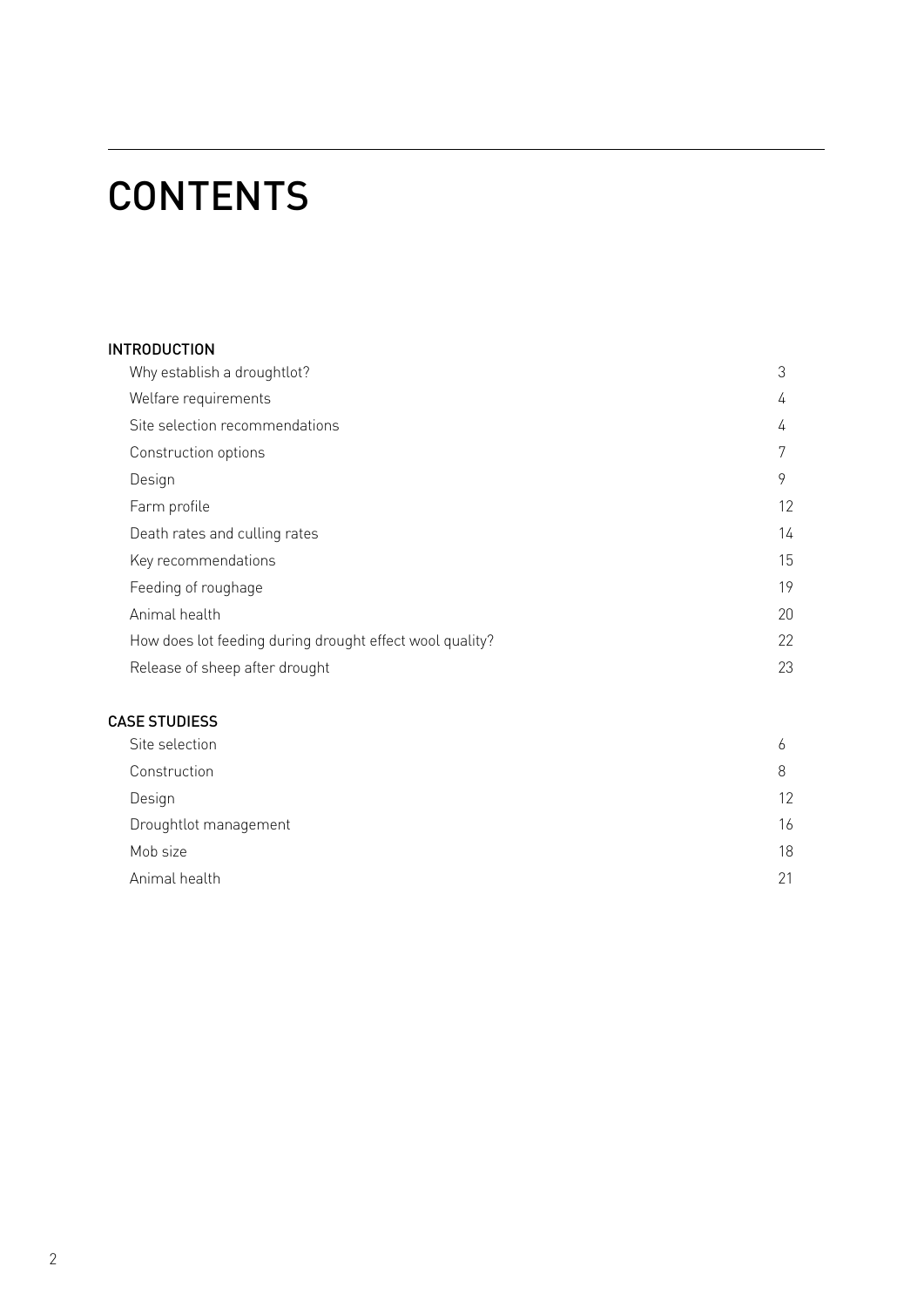# CONTENTS

## INTRODUCTION

| | |
|---|---|
| Why establish a droughtlot? | 3 |
| Welfare requirements | 4 |
| Site selection recommendations | 4 |
| Construction options | 7 |
| Design | 9 |
| Farm profile | 12 |
| Death rates and culling rates | 14 |
| Key recommendations | 15 |
| Feeding of roughage | 19 |
| Animal health | 20 |
| How does lot feeding during drought effect wool quality? | 22 |
| Release of sheep after drought | 23 |

## CASE STUDIESS

| | |
|---|---|
| Site selection | 6 |
| Construction | 8 |
| Design | 12 |
| Droughtlot management | 16 |
| Mob size | 18 |
| Animal health | 21 |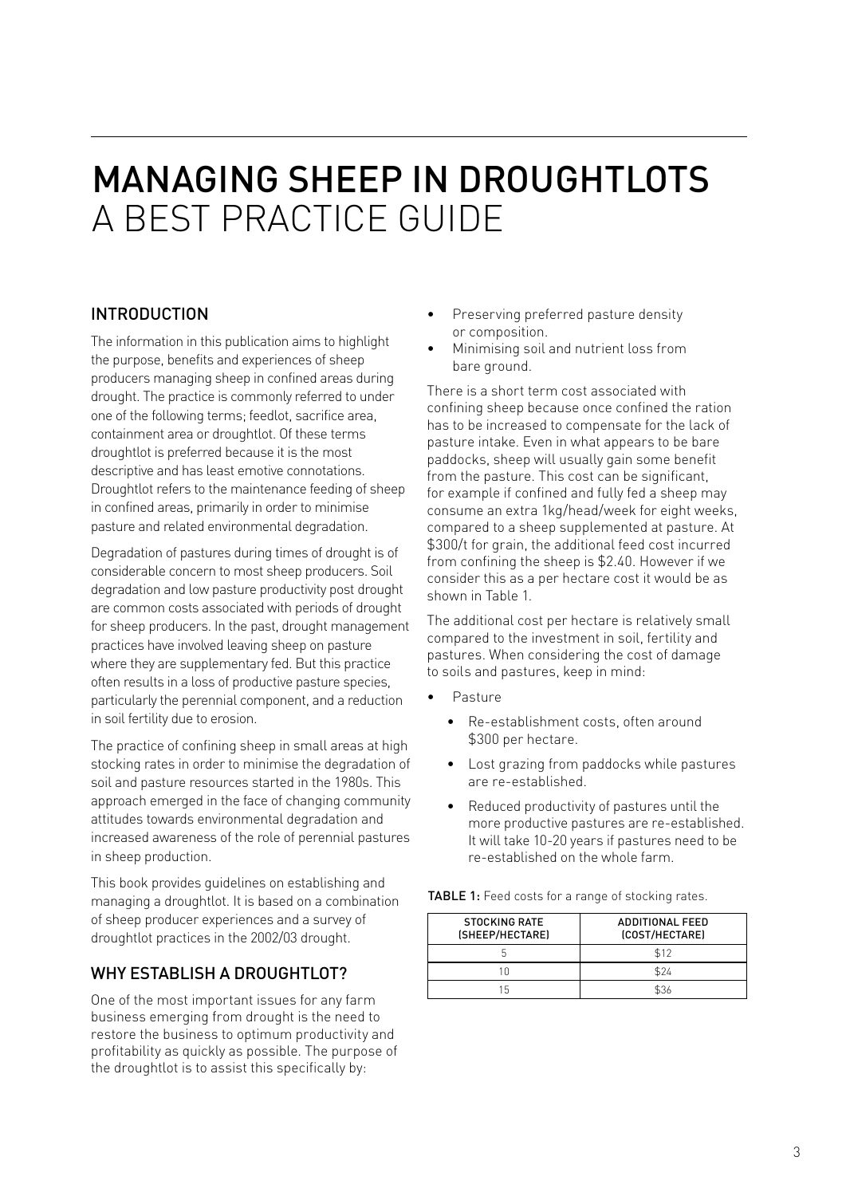# MANAGING SHEEP IN DROUGHTLOTS
# A BEST PRACTICE GUIDE

## INTRODUCTION

The information in this publication aims to highlight the purpose, benefits and experiences of sheep producers managing sheep in confined areas during drought. The practice is commonly referred to under one of the following terms; feedlot, sacrifice area, containment area or droughtlot. Of these terms droughtlot is preferred because it is the most descriptive and has least emotive connotations. Droughtlot refers to the maintenance feeding of sheep in confined areas, primarily in order to minimise pasture and related environmental degradation.

Degradation of pastures during times of drought is of considerable concern to most sheep producers. Soil degradation and low pasture productivity post drought are common costs associated with periods of drought for sheep producers. In the past, drought management practices have involved leaving sheep on pasture where they are supplementary fed. But this practice often results in a loss of productive pasture species, particularly the perennial component, and a reduction in soil fertility due to erosion.

The practice of confining sheep in small areas at high stocking rates in order to minimise the degradation of soil and pasture resources started in the 1980s. This approach emerged in the face of changing community attitudes towards environmental degradation and increased awareness of the role of perennial pastures in sheep production.

This book provides guidelines on establishing and managing a droughtlot. It is based on a combination of sheep producer experiences and a survey of droughtlot practices in the 2002/03 drought.

## WHY ESTABLISH A DROUGHTLOT?

One of the most important issues for any farm business emerging from drought is the need to restore the business to optimum productivity and profitability as quickly as possible. The purpose of the droughtlot is to assist this specifically by:

- Preserving preferred pasture density or composition.
- Minimising soil and nutrient loss from bare ground.

There is a short term cost associated with confining sheep because once confined the ration has to be increased to compensate for the lack of pasture intake. Even in what appears to be bare paddocks, sheep will usually gain some benefit from the pasture. This cost can be significant, for example if confined and fully fed a sheep may consume an extra 1kg/head/week for eight weeks, compared to a sheep supplemented at pasture. At $300/t for grain, the additional feed cost incurred from confining the sheep is $2.40. However if we consider this as a per hectare cost it would be as shown in Table 1.

The additional cost per hectare is relatively small compared to the investment in soil, fertility and pastures. When considering the cost of damage to soils and pastures, keep in mind:

- Pasture
  - Re-establishment costs, often around $300 per hectare.
  - Lost grazing from paddocks while pastures are re-established.
  - Reduced productivity of pastures until the more productive pastures are re-established. It will take 10-20 years if pastures need to be re-established on the whole farm.

**TABLE 1:** Feed costs for a range of stocking rates.

| STOCKING RATE (SHEEP/HECTARE) | ADDITIONAL FEED (COST/HECTARE) |
| --- | --- |
| 5 | $12 |
| 10 | $24 |
| 15 | $36 |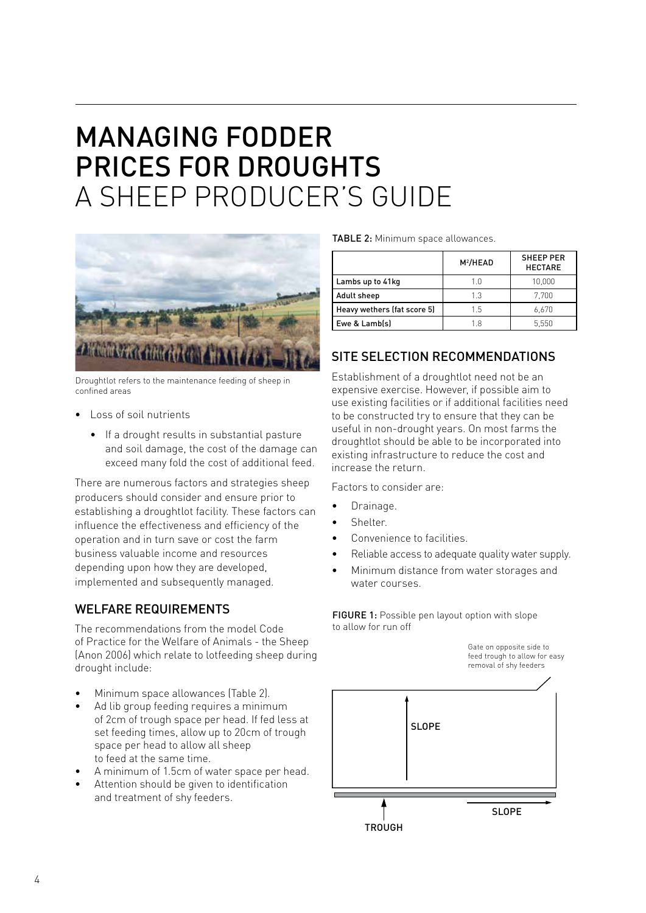# MANAGING FODDER PRICES FOR DROUGHTS
A SHEEP PRODUCER'S GUIDE

Droughtlot refers to the maintenance feeding of sheep in confined areas

- Loss of soil nutrients
  - If a drought results in substantial pasture and soil damage, the cost of the damage can exceed many fold the cost of additional feed.

There are numerous factors and strategies sheep producers should consider and ensure prior to establishing a droughtlot facility. These factors can influence the effectiveness and efficiency of the operation and in turn save or cost the farm business valuable income and resources depending upon how they are developed, implemented and subsequently managed.

## WELFARE REQUIREMENTS

The recommendations from the model Code of Practice for the Welfare of Animals - the Sheep (Anon 2006) which relate to lotfeeding sheep during drought include:

- Minimum space allowances (Table 2).
- Ad lib group feeding requires a minimum of 2cm of trough space per head. If fed less at set feeding times, allow up to 20cm of trough space per head to allow all sheep to feed at the same time.
- A minimum of 1.5cm of water space per head.
- Attention should be given to identification and treatment of shy feeders.

**TABLE 2:** Minimum space allowances.

| | $M^2$/HEAD | SHEEP PER HECTARE |
|---|---|---|
| Lambs up to 41kg | 1.0 | 10,000 |
| Adult sheep | 1.3 | 7,700 |
| Heavy wethers (fat score 5) | 1.5 | 6,670 |
| Ewe & Lamb(s) | 1.8 | 5,550 |

## SITE SELECTION RECOMMENDATIONS

Establishment of a droughtlot need not be an expensive exercise. However, if possible aim to use existing facilities or if additional facilities need to be constructed try to ensure that they can be useful in non-drought years. On most farms the droughtlot should be able to be incorporated into existing infrastructure to reduce the cost and increase the return.

Factors to consider are:

- Drainage.
- Shelter.
- Convenience to facilities.
- Reliable access to adequate quality water supply.
- Minimum distance from water storages and water courses.

**FIGURE 1:** Possible pen layout option with slope to allow for run off

Gate on opposite side to feed trough to allow for easy removal of shy feeders

SLOPE

SLOPE

TROUGH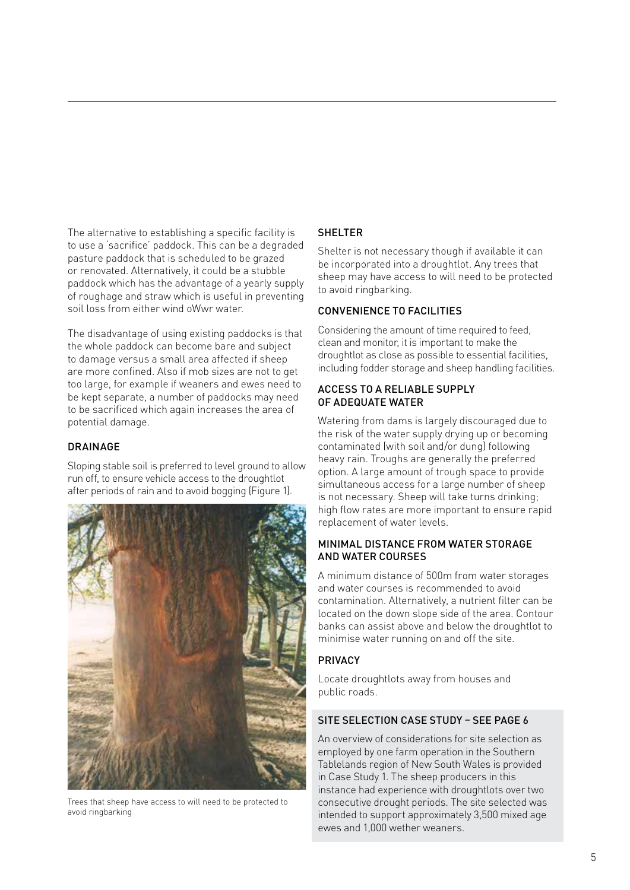The alternative to establishing a specific facility is to use a 'sacrifice' paddock. This can be a degraded pasture paddock that is scheduled to be grazed or renovated. Alternatively, it could be a stubble paddock which has the advantage of a yearly supply of roughage and straw which is useful in preventing soil loss from either wind oWwr water.

The disadvantage of using existing paddocks is that the whole paddock can become bare and subject to damage versus a small area affected if sheep are more confined. Also if mob sizes are not to get too large, for example if weaners and ewes need to be kept separate, a number of paddocks may need to be sacrificed which again increases the area of potential damage.

### DRAINAGE

Sloping stable soil is preferred to level ground to allow run off, to ensure vehicle access to the droughtlot after periods of rain and to avoid bogging (Figure 1).

Trees that sheep have access to will need to be protected to avoid ringbarking

### SHELTER

Shelter is not necessary though if available it can be incorporated into a droughtlot. Any trees that sheep may have access to will need to be protected to avoid ringbarking.

### CONVENIENCE TO FACILITIES

Considering the amount of time required to feed, clean and monitor, it is important to make the droughtlot as close as possible to essential facilities, including fodder storage and sheep handling facilities.

### ACCESS TO A RELIABLE SUPPLY OF ADEQUATE WATER

Watering from dams is largely discouraged due to the risk of the water supply drying up or becoming contaminated (with soil and/or dung) following heavy rain. Troughs are generally the preferred option. A large amount of trough space to provide simultaneous access for a large number of sheep is not necessary. Sheep will take turns drinking; high flow rates are more important to ensure rapid replacement of water levels.

### MINIMAL DISTANCE FROM WATER STORAGE AND WATER COURSES

A minimum distance of 500m from water storages and water courses is recommended to avoid contamination. Alternatively, a nutrient filter can be located on the down slope side of the area. Contour banks can assist above and below the droughtlot to minimise water running on and off the site.

### PRIVACY

Locate droughtlots away from houses and public roads.

### SITE SELECTION CASE STUDY – SEE PAGE 6

An overview of considerations for site selection as employed by one farm operation in the Southern Tablelands region of New South Wales is provided in Case Study 1. The sheep producers in this instance had experience with droughtlots over two consecutive drought periods. The site selected was intended to support approximately 3,500 mixed age ewes and 1,000 wether weaners.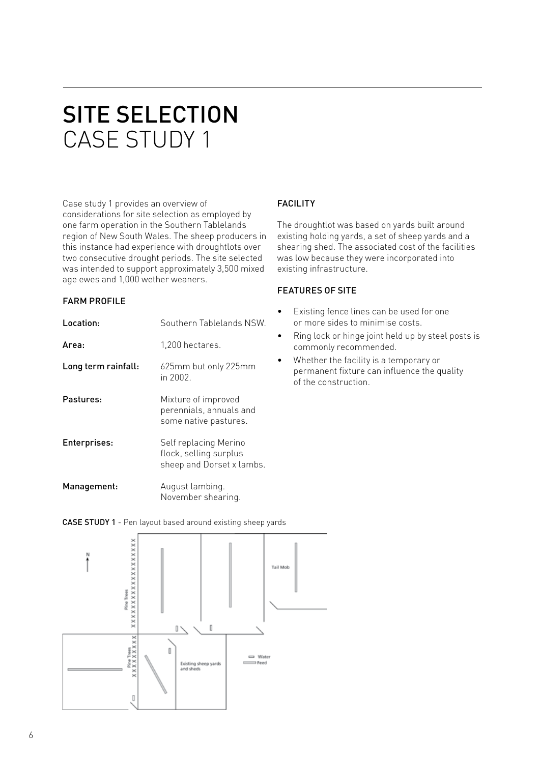# SITE SELECTION
CASE STUDY 1

Case study 1 provides an overview of considerations for site selection as employed by one farm operation in the Southern Tablelands region of New South Wales. The sheep producers in this instance had experience with droughtlots over two consecutive drought periods. The site selected was intended to support approximately 3,500 mixed age ewes and 1,000 wether weaners.

## FARM PROFILE

| | |
|---|---|
| **Location:** | Southern Tablelands NSW. |
| **Area:** | 1,200 hectares. |
| **Long term rainfall:** | 625mm but only 225mm in 2002. |
| **Pastures:** | Mixture of improved perennials, annuals and some native pastures. |
| **Enterprises:** | Self replacing Merino flock, selling surplus sheep and Dorset x lambs. |
| **Management:** | August lambing. November shearing. |

## FACILITY

The droughtlot was based on yards built around existing holding yards, a set of sheep yards and a shearing shed. The associated cost of the facilities was low because they were incorporated into existing infrastructure.

## FEATURES OF SITE

- Existing fence lines can be used for one or more sides to minimise costs.
- Ring lock or hinge joint held up by steel posts is commonly recommended.
- Whether the facility is a temporary or permanent fixture can influence the quality of the construction.

**CASE STUDY 1** - Pen layout based around existing sheep yards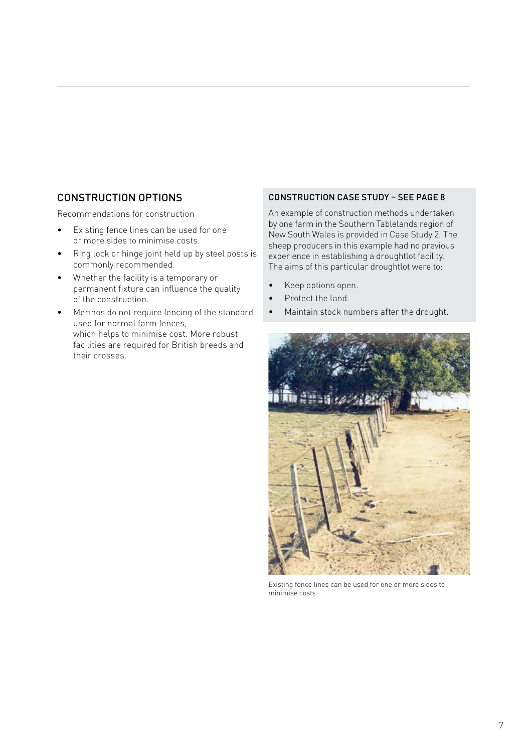## CONSTRUCTION OPTIONS

Recommendations for construction

- Existing fence lines can be used for one or more sides to minimise costs.
- Ring lock or hinge joint held up by steel posts is commonly recommended.
- Whether the facility is a temporary or permanent fixture can influence the quality of the construction.
- Merinos do not require fencing of the standard used for normal farm fences, which helps to minimise cost. More robust facilities are required for British breeds and their crosses.

### CONSTRUCTION CASE STUDY – SEE PAGE 8

An example of construction methods undertaken by one farm in the Southern Tablelands region of New South Wales is provided in Case Study 2. The sheep producers in this example had no previous experience in establishing a droughtlot facility. The aims of this particular droughtlot were to:

- Keep options open.
- Protect the land.
- Maintain stock numbers after the drought.

Existing fence lines can be used for one or more sides to minimise costs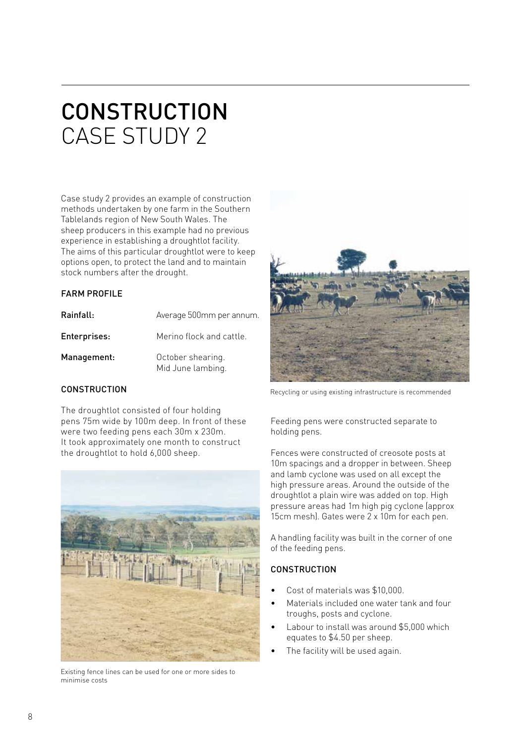# CONSTRUCTION
CASE STUDY 2

Case study 2 provides an example of construction methods undertaken by one farm in the Southern Tablelands region of New South Wales. The sheep producers in this example had no previous experience in establishing a droughtlot facility. The aims of this particular droughtlot were to keep options open, to protect the land and to maintain stock numbers after the drought.

### FARM PROFILE

| | |
|---|---|
| **Rainfall:** | Average 500mm per annum. |
| **Enterprises:** | Merino flock and cattle. |
| **Management:** | October shearing.<br>Mid June lambing. |

### CONSTRUCTION

The droughtlot consisted of four holding pens 75m wide by 100m deep. In front of these were two feeding pens each 30m x 230m. It took approximately one month to construct the droughtlot to hold 6,000 sheep.

Existing fence lines can be used for one or more sides to minimise costs

Recycling or using existing infrastructure is recommended

Feeding pens were constructed separate to holding pens.

Fences were constructed of creosote posts at 10m spacings and a dropper in between. Sheep and lamb cyclone was used on all except the high pressure areas. Around the outside of the droughtlot a plain wire was added on top. High pressure areas had 1m high pig cyclone (approx 15cm mesh). Gates were 2 x 10m for each pen.

A handling facility was built in the corner of one of the feeding pens.

### CONSTRUCTION

- Cost of materials was $10,000.
- Materials included one water tank and four troughs, posts and cyclone.
- Labour to install was around $5,000 which equates to $4.50 per sheep.
- The facility will be used again.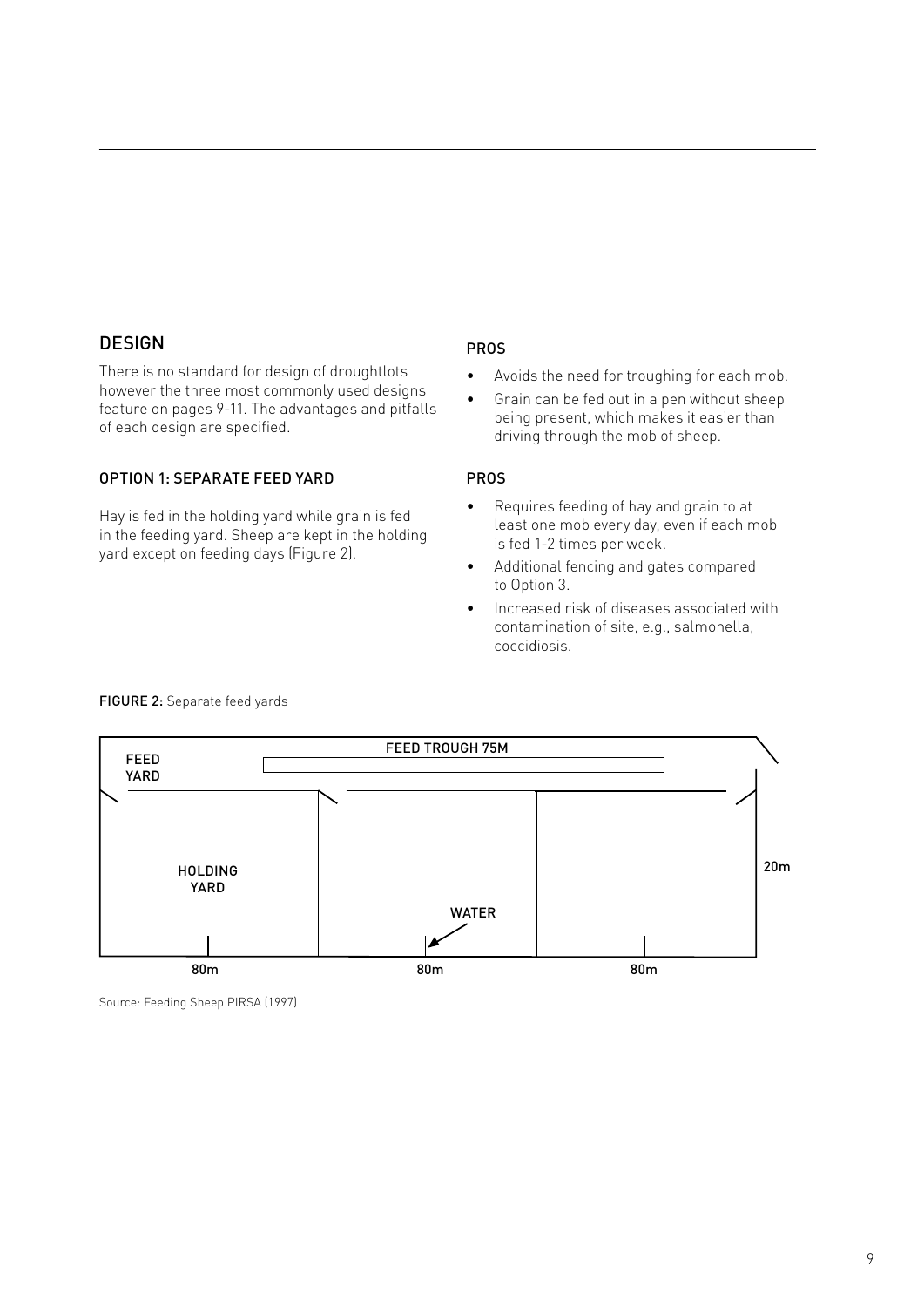## DESIGN

There is no standard for design of droughtlots however the three most commonly used designs feature on pages 9-11. The advantages and pitfalls of each design are specified.

### OPTION 1: SEPARATE FEED YARD

Hay is fed in the holding yard while grain is fed in the feeding yard. Sheep are kept in the holding yard except on feeding days (Figure 2).

### PROS

- Avoids the need for troughing for each mob.
- Grain can be fed out in a pen without sheep being present, which makes it easier than driving through the mob of sheep.

### PROS

- Requires feeding of hay and grain to at least one mob every day, even if each mob is fed 1-2 times per week.
- Additional fencing and gates compared to Option 3.
- Increased risk of diseases associated with contamination of site, e.g., salmonella, coccidiosis.

**FIGURE 2:** Separate feed yards

FEED YARD | FEED TROUGH 75M | HOLDING YARD | WATER | 20m | 80m | 80m | 80m

Source: Feeding Sheep PIRSA (1997)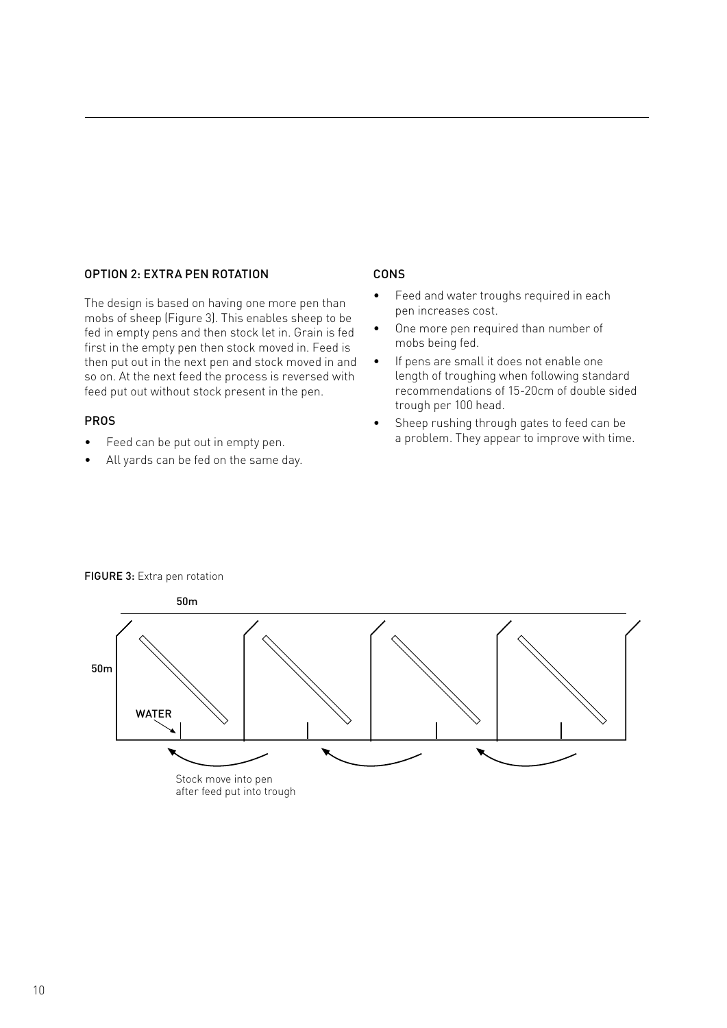### OPTION 2: EXTRA PEN ROTATION

The design is based on having one more pen than mobs of sheep (Figure 3). This enables sheep to be fed in empty pens and then stock let in. Grain is fed first in the empty pen then stock moved in. Feed is then put out in the next pen and stock moved in and so on. At the next feed the process is reversed with feed put out without stock present in the pen.

#### PROS

- Feed can be put out in empty pen.
- All yards can be fed on the same day.

#### CONS

- Feed and water troughs required in each pen increases cost.
- One more pen required than number of mobs being fed.
- If pens are small it does not enable one length of troughing when following standard recommendations of 15-20cm of double sided trough per 100 head.
- Sheep rushing through gates to feed can be a problem. They appear to improve with time.

**FIGURE 3:** Extra pen rotation

50m

50m

WATER

Stock move into pen after feed put into trough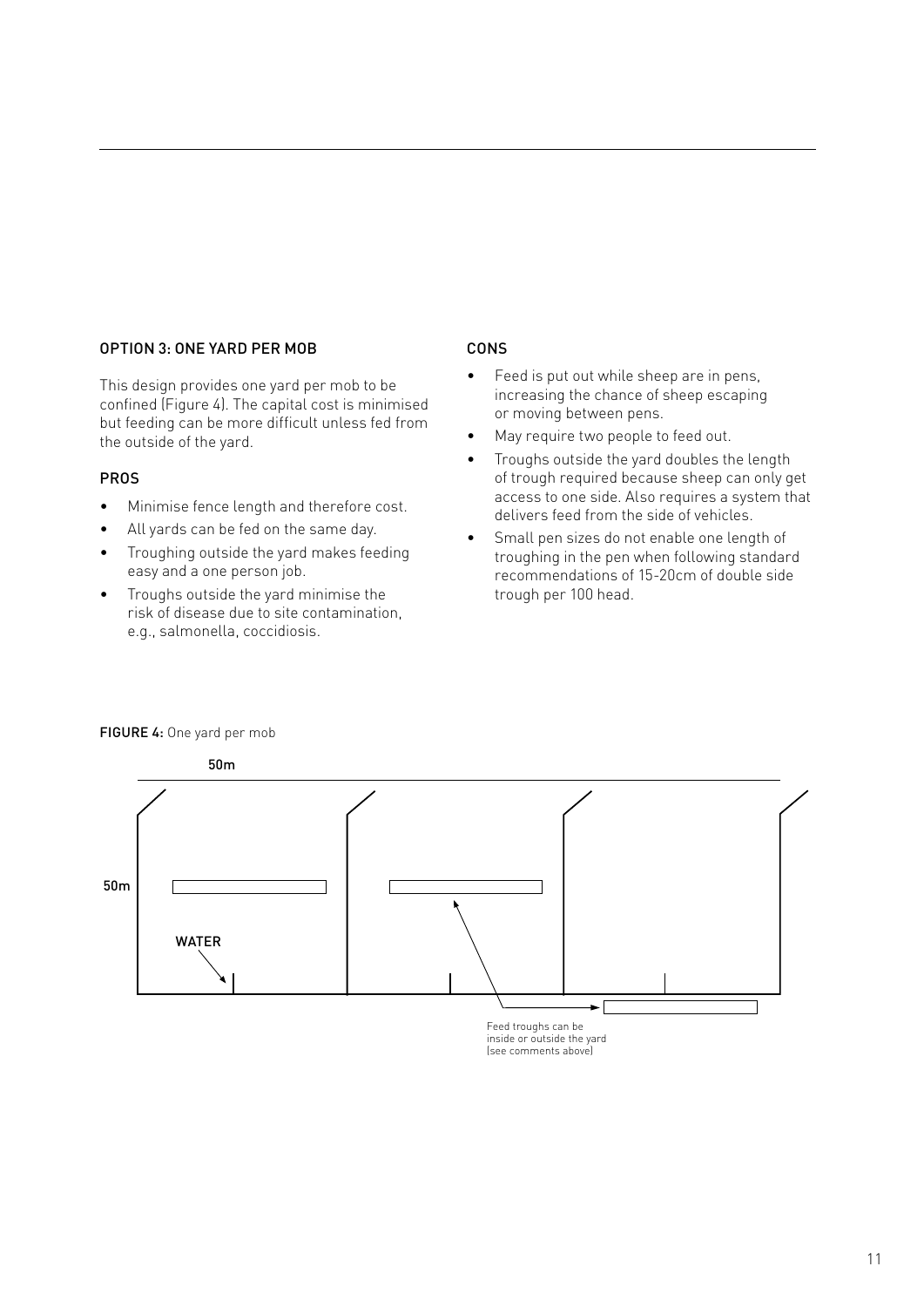### OPTION 3: ONE YARD PER MOB

This design provides one yard per mob to be confined (Figure 4). The capital cost is minimised but feeding can be more difficult unless fed from the outside of the yard.

#### PROS

- Minimise fence length and therefore cost.
- All yards can be fed on the same day.
- Troughing outside the yard makes feeding easy and a one person job.
- Troughs outside the yard minimise the risk of disease due to site contamination, e.g., salmonella, coccidiosis.

#### CONS

- Feed is put out while sheep are in pens, increasing the chance of sheep escaping or moving between pens.
- May require two people to feed out.
- Troughs outside the yard doubles the length of trough required because sheep can only get access to one side. Also requires a system that delivers feed from the side of vehicles.
- Small pen sizes do not enable one length of troughing in the pen when following standard recommendations of 15-20cm of double side trough per 100 head.

**FIGURE 4:** One yard per mob

50m

50m

WATER

Feed troughs can be inside or outside the yard (see comments above)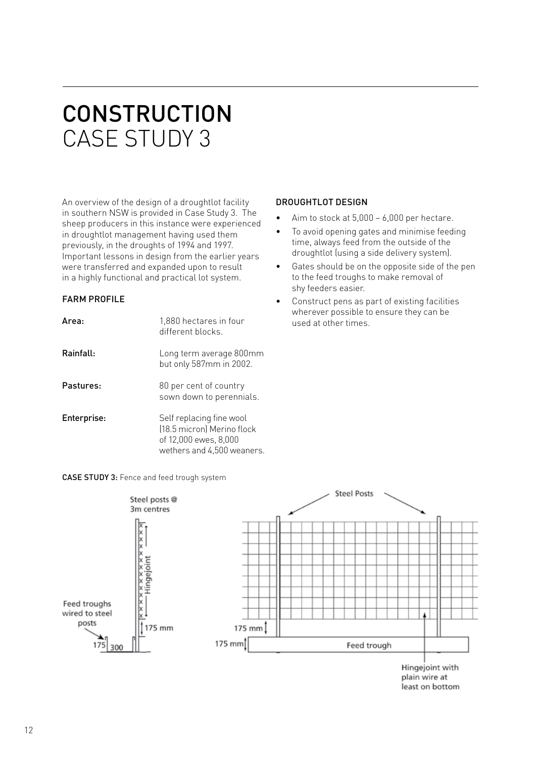# CONSTRUCTION
## CASE STUDY 3

An overview of the design of a droughtlot facility in southern NSW is provided in Case Study 3. The sheep producers in this instance were experienced in droughtlot management having used them previously, in the droughts of 1994 and 1997. Important lessons in design from the earlier years were transferred and expanded upon to result in a highly functional and practical lot system.

### FARM PROFILE

| | |
|---|---|
| **Area:** | 1,880 hectares in four different blocks. |
| **Rainfall:** | Long term average 800mm but only 587mm in 2002. |
| **Pastures:** | 80 per cent of country sown down to perennials. |
| **Enterprise:** | Self replacing fine wool (18.5 micron) Merino flock of 12,000 ewes, 8,000 wethers and 4,500 weaners. |

### DROUGHTLOT DESIGN

- Aim to stock at 5,000 – 6,000 per hectare.
- To avoid opening gates and minimise feeding time, always feed from the outside of the droughtlot (using a side delivery system).
- Gates should be on the opposite side of the pen to the feed troughs to make removal of shy feeders easier.
- Construct pens as part of existing facilities wherever possible to ensure they can be used at other times.

**CASE STUDY 3:** Fence and feed trough system

Steel posts @ 3m centres
Hingejoint
Feed troughs wired to steel posts
175 mm
175 300
Steel Posts
175 mm
175 mm
Feed trough
Hingejoint with plain wire at least on bottom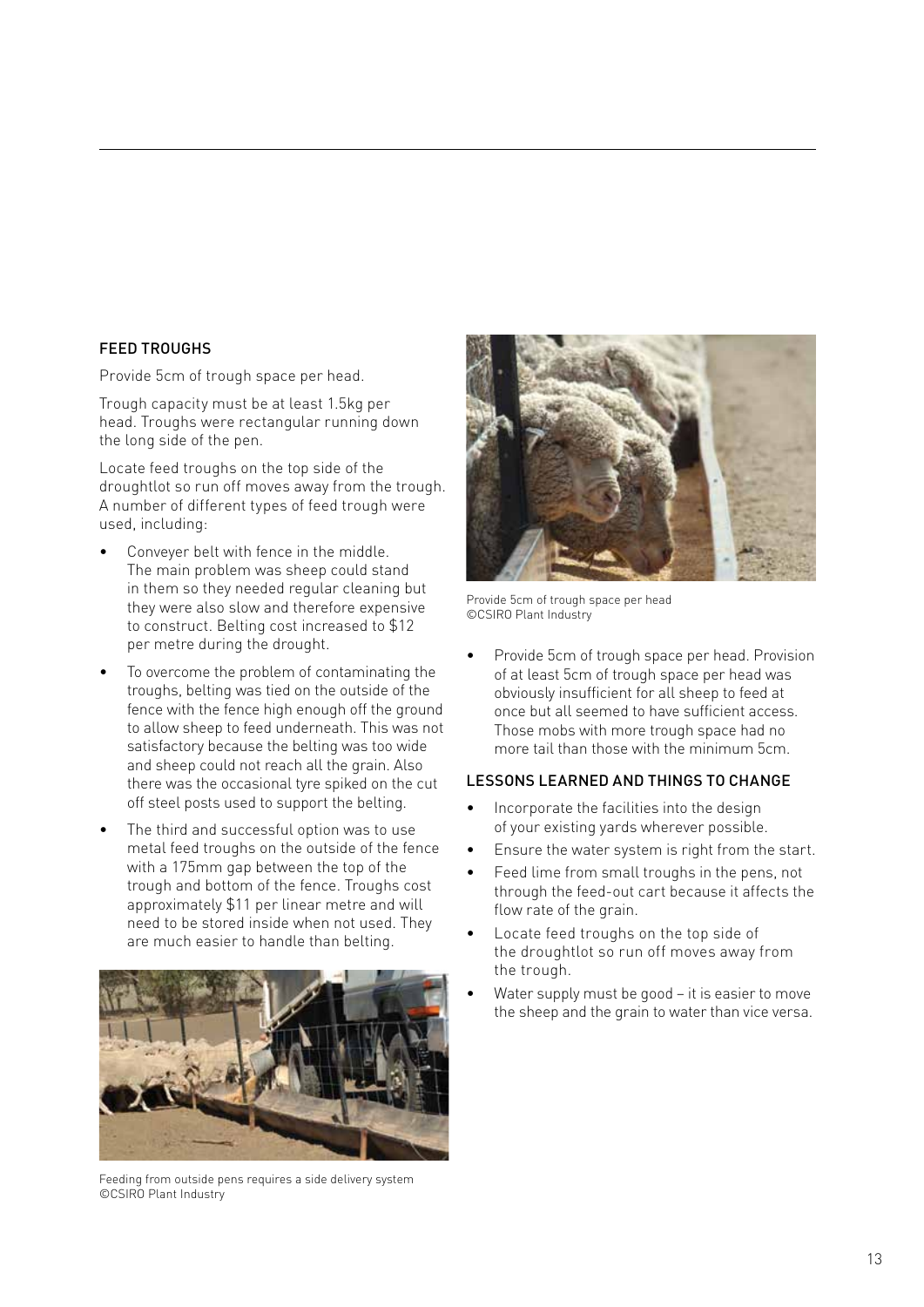### FEED TROUGHS

Provide 5cm of trough space per head.

Trough capacity must be at least 1.5kg per head. Troughs were rectangular running down the long side of the pen.

Locate feed troughs on the top side of the droughtlot so run off moves away from the trough. A number of different types of feed trough were used, including:

- Conveyer belt with fence in the middle. The main problem was sheep could stand in them so they needed regular cleaning but they were also slow and therefore expensive to construct. Belting cost increased to $12 per metre during the drought.
- To overcome the problem of contaminating the troughs, belting was tied on the outside of the fence with the fence high enough off the ground to allow sheep to feed underneath. This was not satisfactory because the belting was too wide and sheep could not reach all the grain. Also there was the occasional tyre spiked on the cut off steel posts used to support the belting.
- The third and successful option was to use metal feed troughs on the outside of the fence with a 175mm gap between the top of the trough and bottom of the fence. Troughs cost approximately $11 per linear metre and will need to be stored inside when not used. They are much easier to handle than belting.

Feeding from outside pens requires a side delivery system
©CSIRO Plant Industry

Provide 5cm of trough space per head
©CSIRO Plant Industry

- Provide 5cm of trough space per head. Provision of at least 5cm of trough space per head was obviously insufficient for all sheep to feed at once but all seemed to have sufficient access. Those mobs with more trough space had no more tail than those with the minimum 5cm.

### LESSONS LEARNED AND THINGS TO CHANGE

- Incorporate the facilities into the design of your existing yards wherever possible.
- Ensure the water system is right from the start.
- Feed lime from small troughs in the pens, not through the feed-out cart because it affects the flow rate of the grain.
- Locate feed troughs on the top side of the droughtlot so run off moves away from the trough.
- Water supply must be good – it is easier to move the sheep and the grain to water than vice versa.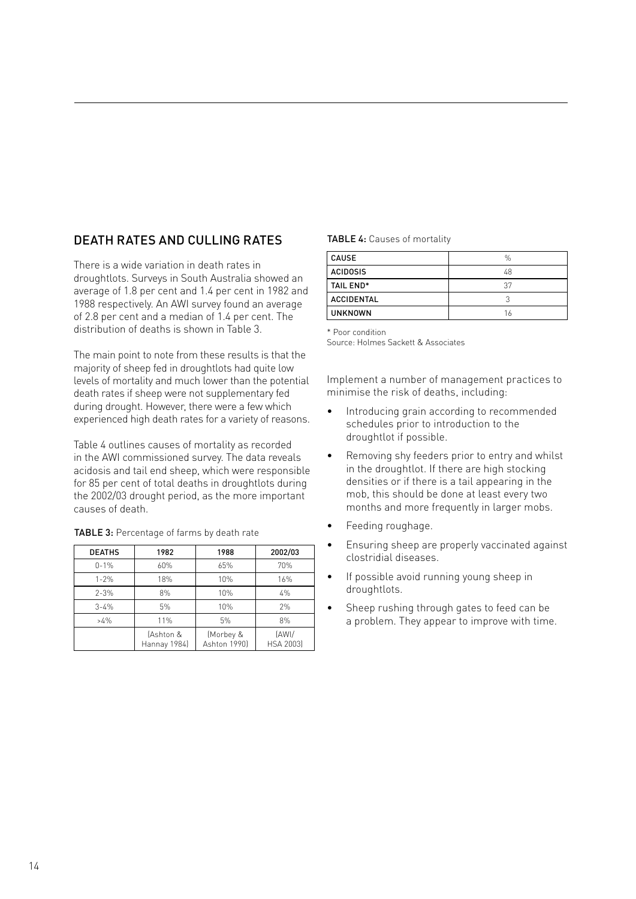## DEATH RATES AND CULLING RATES

There is a wide variation in death rates in droughtlots. Surveys in South Australia showed an average of 1.8 per cent and 1.4 per cent in 1982 and 1988 respectively. An AWI survey found an average of 2.8 per cent and a median of 1.4 per cent. The distribution of deaths is shown in Table 3.

The main point to note from these results is that the majority of sheep fed in droughtlots had quite low levels of mortality and much lower than the potential death rates if sheep were not supplementary fed during drought. However, there were a few which experienced high death rates for a variety of reasons.

Table 4 outlines causes of mortality as recorded in the AWI commissioned survey. The data reveals acidosis and tail end sheep, which were responsible for 85 per cent of total deaths in droughtlots during the 2002/03 drought period, as the more important causes of death.

**TABLE 3:** Percentage of farms by death rate

| DEATHS | 1982 | 1988 | 2002/03 |
|---|---|---|---|
| 0-1% | 60% | 65% | 70% |
| 1-2% | 18% | 10% | 16% |
| 2-3% | 8% | 10% | 4% |
| 3-4% | 5% | 10% | 2% |
| >4% | 11% | 5% | 8% |
| | (Ashton & Hannay 1984) | (Morbey & Ashton 1990) | (AWI/ HSA 2003) |

**TABLE 4:** Causes of mortality

| CAUSE | % |
|---|---|
| ACIDOSIS | 48 |
| TAIL END* | 37 |
| ACCIDENTAL | 3 |
| UNKNOWN | 16 |

\* Poor condition

Source: Holmes Sackett & Associates

Implement a number of management practices to minimise the risk of deaths, including:

- Introducing grain according to recommended schedules prior to introduction to the droughtlot if possible.
- Removing shy feeders prior to entry and whilst in the droughtlot. If there are high stocking densities or if there is a tail appearing in the mob, this should be done at least every two months and more frequently in larger mobs.
- Feeding roughage.
- Ensuring sheep are properly vaccinated against clostridial diseases.
- If possible avoid running young sheep in droughtlots.
- Sheep rushing through gates to feed can be a problem. They appear to improve with time.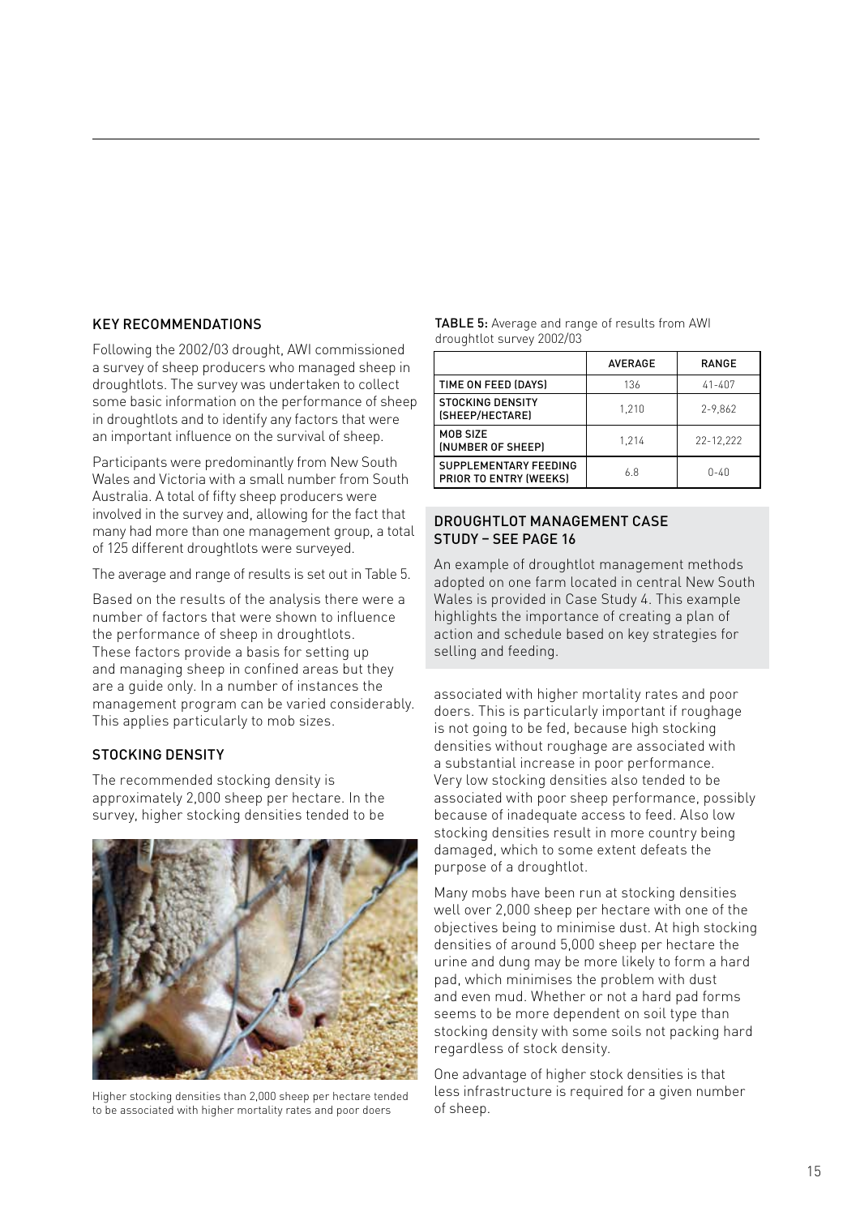## KEY RECOMMENDATIONS

Following the 2002/03 drought, AWI commissioned a survey of sheep producers who managed sheep in droughtlots. The survey was undertaken to collect some basic information on the performance of sheep in droughtlots and to identify any factors that were an important influence on the survival of sheep.

Participants were predominantly from New South Wales and Victoria with a small number from South Australia. A total of fifty sheep producers were involved in the survey and, allowing for the fact that many had more than one management group, a total of 125 different droughtlots were surveyed.

The average and range of results is set out in Table 5.

Based on the results of the analysis there were a number of factors that were shown to influence the performance of sheep in droughtlots. These factors provide a basis for setting up and managing sheep in confined areas but they are a guide only. In a number of instances the management program can be varied considerably. This applies particularly to mob sizes.

### STOCKING DENSITY

The recommended stocking density is approximately 2,000 sheep per hectare. In the survey, higher stocking densities tended to be associated with higher mortality rates and poor doers. This is particularly important if roughage is not going to be fed, because high stocking densities without roughage are associated with a substantial increase in poor performance. Very low stocking densities also tended to be associated with poor sheep performance, possibly because of inadequate access to feed. Also low stocking densities result in more country being damaged, which to some extent defeats the purpose of a droughtlot.

Many mobs have been run at stocking densities well over 2,000 sheep per hectare with one of the objectives being to minimise dust. At high stocking densities of around 5,000 sheep per hectare the urine and dung may be more likely to form a hard pad, which minimises the problem with dust and even mud. Whether or not a hard pad forms seems to be more dependent on soil type than stocking density with some soils not packing hard regardless of stock density.

One advantage of higher stock densities is that less infrastructure is required for a given number of sheep.

Higher stocking densities than 2,000 sheep per hectare tended to be associated with higher mortality rates and poor doers

**TABLE 5:** Average and range of results from AWI droughtlot survey 2002/03

| | AVERAGE | RANGE |
|---|---|---|
| TIME ON FEED (DAYS) | 136 | 41-407 |
| STOCKING DENSITY (SHEEP/HECTARE) | 1,210 | 2-9,862 |
| MOB SIZE (NUMBER OF SHEEP) | 1,214 | 22-12,222 |
| SUPPLEMENTARY FEEDING PRIOR TO ENTRY (WEEKS) | 6.8 | 0-40 |

### DROUGHTLOT MANAGEMENT CASE STUDY – SEE PAGE 16

An example of droughtlot management methods adopted on one farm located in central New South Wales is provided in Case Study 4. This example highlights the importance of creating a plan of action and schedule based on key strategies for selling and feeding.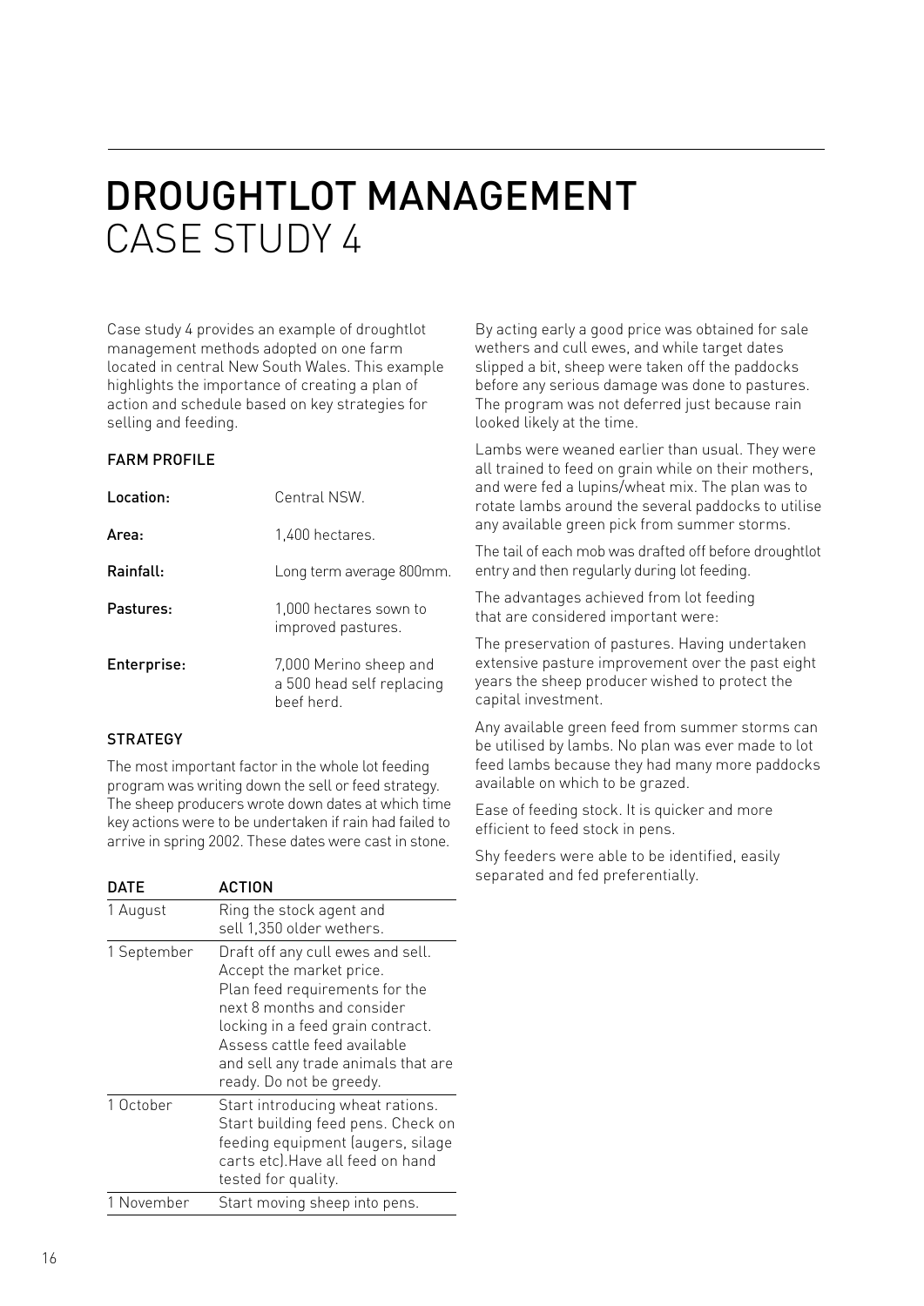# DROUGHTLOT MANAGEMENT
## CASE STUDY 4

Case study 4 provides an example of droughtlot management methods adopted on one farm located in central New South Wales. This example highlights the importance of creating a plan of action and schedule based on key strategies for selling and feeding.

### FARM PROFILE

| | |
|---|---|
| **Location:** | Central NSW. |
| **Area:** | 1,400 hectares. |
| **Rainfall:** | Long term average 800mm. |
| **Pastures:** | 1,000 hectares sown to improved pastures. |
| **Enterprise:** | 7,000 Merino sheep and a 500 head self replacing beef herd. |

### STRATEGY

The most important factor in the whole lot feeding program was writing down the sell or feed strategy. The sheep producers wrote down dates at which time key actions were to be undertaken if rain had failed to arrive in spring 2002. These dates were cast in stone.

| DATE | ACTION |
|---|---|
| 1 August | Ring the stock agent and sell 1,350 older wethers. |
| 1 September | Draft off any cull ewes and sell. Accept the market price. Plan feed requirements for the next 8 months and consider locking in a feed grain contract. Assess cattle feed available and sell any trade animals that are ready. Do not be greedy. |
| 1 October | Start introducing wheat rations. Start building feed pens. Check on feeding equipment (augers, silage carts etc).Have all feed on hand tested for quality. |
| 1 November | Start moving sheep into pens. |

By acting early a good price was obtained for sale wethers and cull ewes, and while target dates slipped a bit, sheep were taken off the paddocks before any serious damage was done to pastures. The program was not deferred just because rain looked likely at the time.

Lambs were weaned earlier than usual. They were all trained to feed on grain while on their mothers, and were fed a lupins/wheat mix. The plan was to rotate lambs around the several paddocks to utilise any available green pick from summer storms.

The tail of each mob was drafted off before droughtlot entry and then regularly during lot feeding.

The advantages achieved from lot feeding that are considered important were:

The preservation of pastures. Having undertaken extensive pasture improvement over the past eight years the sheep producer wished to protect the capital investment.

Any available green feed from summer storms can be utilised by lambs. No plan was ever made to lot feed lambs because they had many more paddocks available on which to be grazed.

Ease of feeding stock. It is quicker and more efficient to feed stock in pens.

Shy feeders were able to be identified, easily separated and fed preferentially.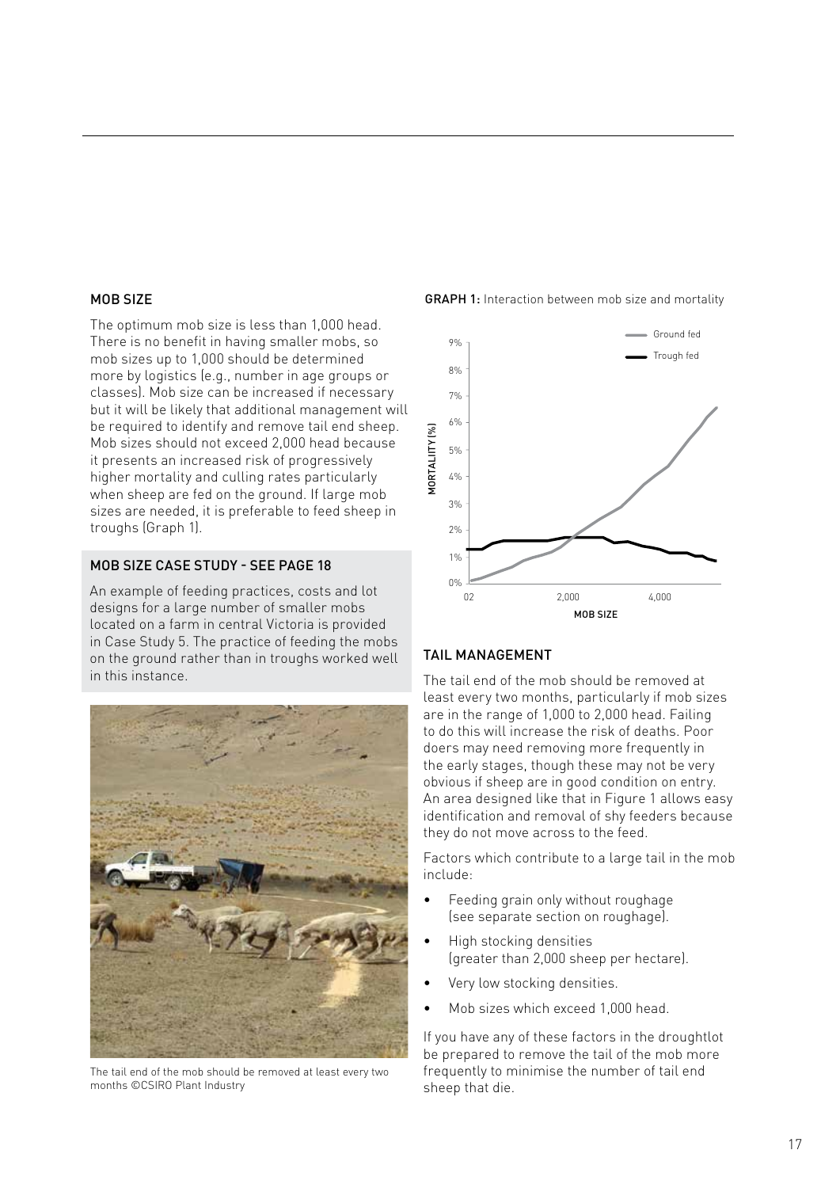## MOB SIZE

The optimum mob size is less than 1,000 head. There is no benefit in having smaller mobs, so mob sizes up to 1,000 should be determined more by logistics (e.g., number in age groups or classes). Mob size can be increased if necessary but it will be likely that additional management will be required to identify and remove tail end sheep. Mob sizes should not exceed 2,000 head because it presents an increased risk of progressively higher mortality and culling rates particularly when sheep are fed on the ground. If large mob sizes are needed, it is preferable to feed sheep in troughs (Graph 1).

### MOB SIZE CASE STUDY - SEE PAGE 18

An example of feeding practices, costs and lot designs for a large number of smaller mobs located on a farm in central Victoria is provided in Case Study 5. The practice of feeding the mobs on the ground rather than in troughs worked well in this instance.

The tail end of the mob should be removed at least every two months ©CSIRO Plant Industry

**GRAPH 1:** Interaction between mob size and mortality

## TAIL MANAGEMENT

The tail end of the mob should be removed at least every two months, particularly if mob sizes are in the range of 1,000 to 2,000 head. Failing to do this will increase the risk of deaths. Poor doers may need removing more frequently in the early stages, though these may not be very obvious if sheep are in good condition on entry. An area designed like that in Figure 1 allows easy identification and removal of shy feeders because they do not move across to the feed.

Factors which contribute to a large tail in the mob include:

- Feeding grain only without roughage (see separate section on roughage).
- High stocking densities (greater than 2,000 sheep per hectare).
- Very low stocking densities.
- Mob sizes which exceed 1,000 head.

If you have any of these factors in the droughtlot be prepared to remove the tail of the mob more frequently to minimise the number of tail end sheep that die.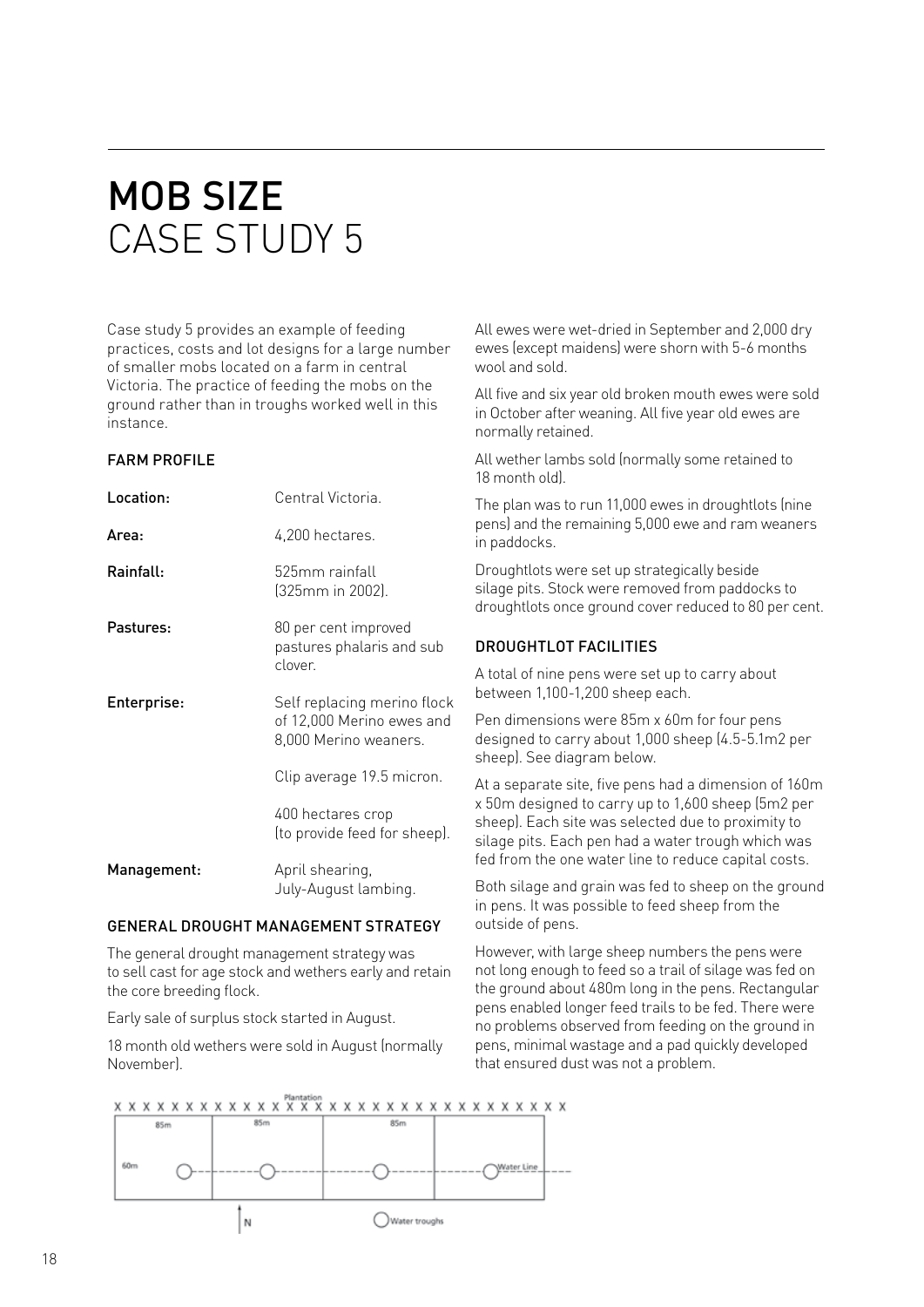# MOB SIZE
CASE STUDY 5

Case study 5 provides an example of feeding practices, costs and lot designs for a large number of smaller mobs located on a farm in central Victoria. The practice of feeding the mobs on the ground rather than in troughs worked well in this instance.

### FARM PROFILE

| | |
|---|---|
| **Location:** | Central Victoria. |
| **Area:** | 4,200 hectares. |
| **Rainfall:** | 525mm rainfall (325mm in 2002). |
| **Pastures:** | 80 per cent improved pastures phalaris and sub clover. |
| **Enterprise:** | Self replacing merino flock of 12,000 Merino ewes and 8,000 Merino weaners. |
| | Clip average 19.5 micron. |
| | 400 hectares crop (to provide feed for sheep). |
| **Management:** | April shearing, July-August lambing. |

### GENERAL DROUGHT MANAGEMENT STRATEGY

The general drought management strategy was to sell cast for age stock and wethers early and retain the core breeding flock.

Early sale of surplus stock started in August.

18 month old wethers were sold in August (normally November).

All ewes were wet-dried in September and 2,000 dry ewes (except maidens) were shorn with 5-6 months wool and sold.

All five and six year old broken mouth ewes were sold in October after weaning. All five year old ewes are normally retained.

All wether lambs sold (normally some retained to 18 month old).

The plan was to run 11,000 ewes in droughtlots (nine pens) and the remaining 5,000 ewe and ram weaners in paddocks.

Droughtlots were set up strategically beside silage pits. Stock were removed from paddocks to droughtlots once ground cover reduced to 80 per cent.

### DROUGHTLOT FACILITIES

A total of nine pens were set up to carry about between 1,100-1,200 sheep each.

Pen dimensions were 85m x 60m for four pens designed to carry about 1,000 sheep (4.5-5.1m2 per sheep). See diagram below.

At a separate site, five pens had a dimension of 160m x 50m designed to carry up to 1,600 sheep (5m2 per sheep). Each site was selected due to proximity to silage pits. Each pen had a water trough which was fed from the one water line to reduce capital costs.

Both silage and grain was fed to sheep on the ground in pens. It was possible to feed sheep from the outside of pens.

However, with large sheep numbers the pens were not long enough to feed so a trail of silage was fed on the ground about 480m long in the pens. Rectangular pens enabled longer feed trails to be fed. There were no problems observed from feeding on the ground in pens, minimal wastage and a pad quickly developed that ensured dust was not a problem.

Plantation

85m | 85m | 85m

60m

Water Line

N

Water troughs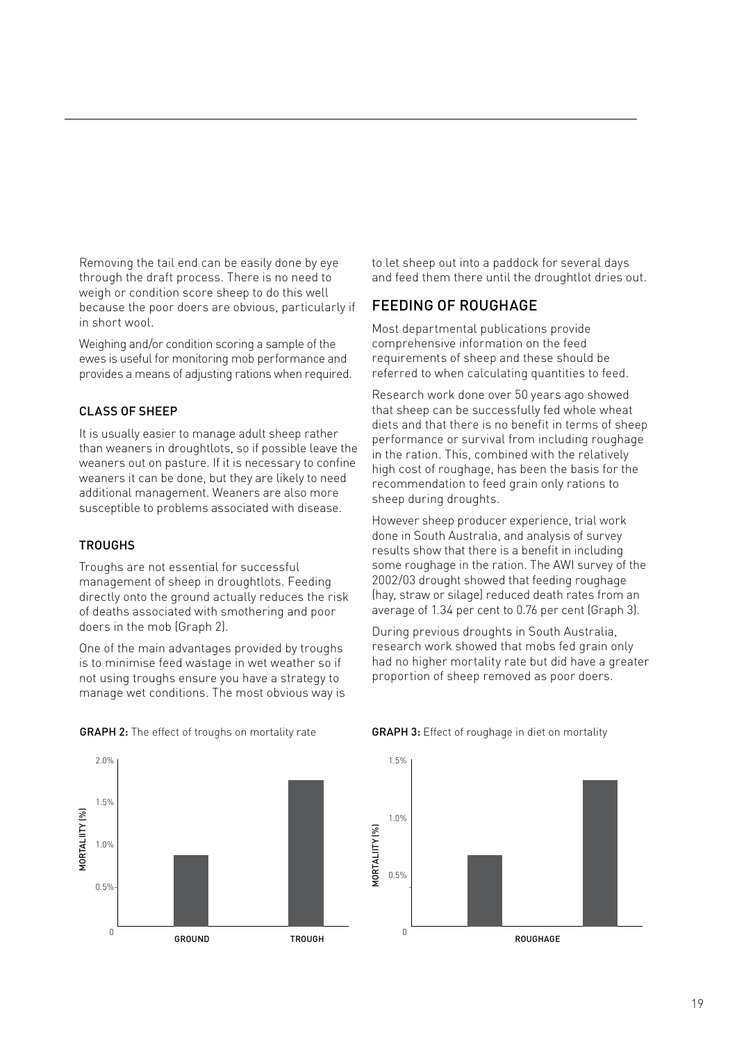Removing the tail end can be easily done by eye through the draft process. There is no need to weigh or condition score sheep to do this well because the poor doers are obvious, particularly if in short wool.

Weighing and/or condition scoring a sample of the ewes is useful for monitoring mob performance and provides a means of adjusting rations when required.

### CLASS OF SHEEP

It is usually easier to manage adult sheep rather than weaners in droughtlots, so if possible leave the weaners out on pasture. If it is necessary to confine weaners it can be done, but they are likely to need additional management. Weaners are also more susceptible to problems associated with disease.

### TROUGHS

Troughs are not essential for successful management of sheep in droughtlots. Feeding directly onto the ground actually reduces the risk of deaths associated with smothering and poor doers in the mob (Graph 2).

One of the main advantages provided by troughs is to minimise feed wastage in wet weather so if not using troughs ensure you have a strategy to manage wet conditions. The most obvious way is to let sheep out into a paddock for several days and feed them there until the droughtlot dries out.

## FEEDING OF ROUGHAGE

Most departmental publications provide comprehensive information on the feed requirements of sheep and these should be referred to when calculating quantities to feed.

Research work done over 50 years ago showed that sheep can be successfully fed whole wheat diets and that there is no benefit in terms of sheep performance or survival from including roughage in the ration. This, combined with the relatively high cost of roughage, has been the basis for the recommendation to feed grain only rations to sheep during droughts.

However sheep producer experience, trial work done in South Australia, and analysis of survey results show that there is a benefit in including some roughage in the ration. The AWI survey of the 2002/03 drought showed that feeding roughage (hay, straw or silage) reduced death rates from an average of 1.34 per cent to 0.76 per cent (Graph 3).

During previous droughts in South Australia, research work showed that mobs fed grain only had no higher mortality rate but did have a greater proportion of sheep removed as poor doers.

**GRAPH 2:** The effect of troughs on mortality rate

**GRAPH 3:** Effect of roughage in diet on mortality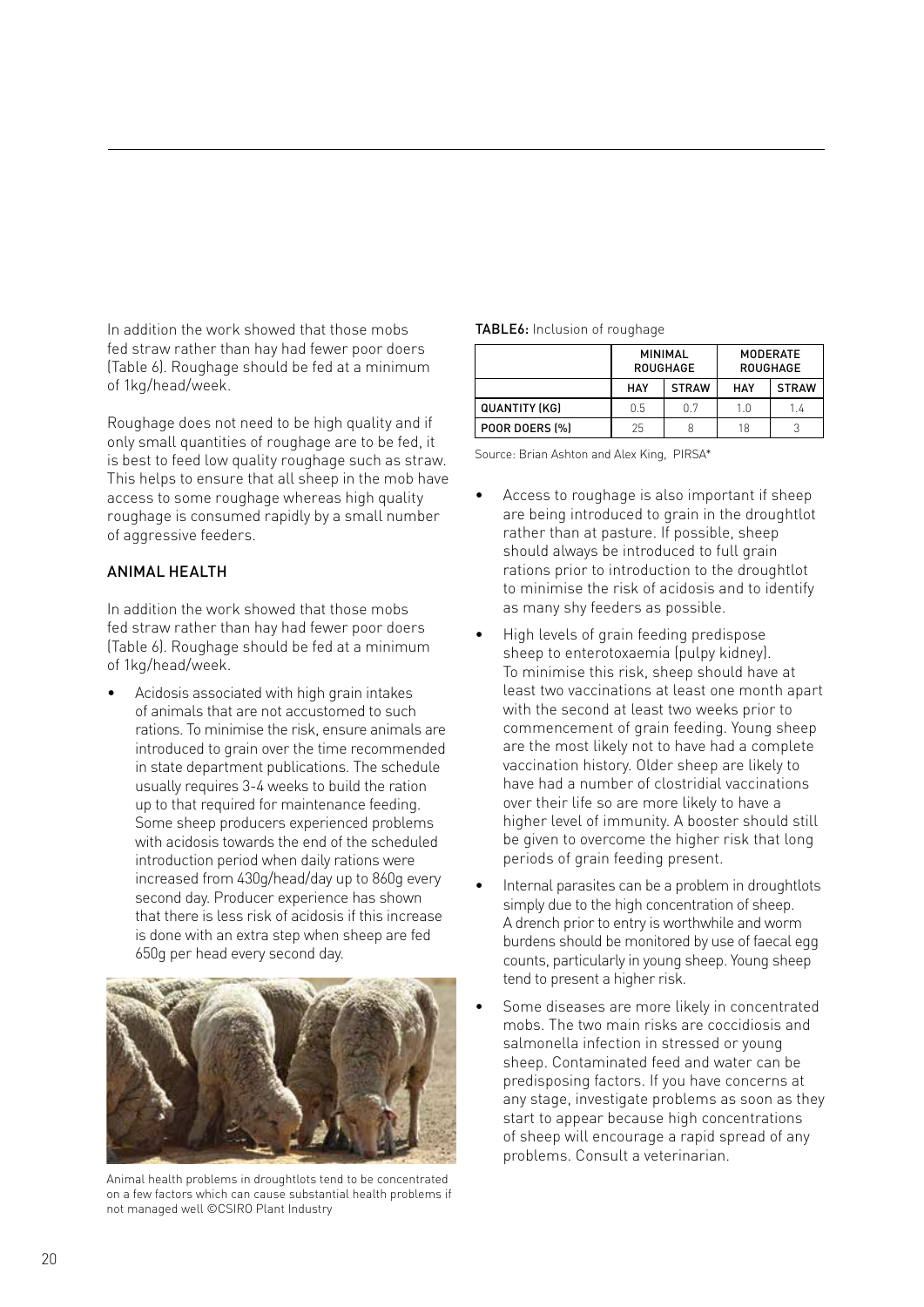In addition the work showed that those mobs fed straw rather than hay had fewer poor doers (Table 6). Roughage should be fed at a minimum of 1kg/head/week.

Roughage does not need to be high quality and if only small quantities of roughage are to be fed, it is best to feed low quality roughage such as straw. This helps to ensure that all sheep in the mob have access to some roughage whereas high quality roughage is consumed rapidly by a small number of aggressive feeders.

## ANIMAL HEALTH

In addition the work showed that those mobs fed straw rather than hay had fewer poor doers (Table 6). Roughage should be fed at a minimum of 1kg/head/week.

- Acidosis associated with high grain intakes of animals that are not accustomed to such rations. To minimise the risk, ensure animals are introduced to grain over the time recommended in state department publications. The schedule usually requires 3-4 weeks to build the ration up to that required for maintenance feeding. Some sheep producers experienced problems with acidosis towards the end of the scheduled introduction period when daily rations were increased from 430g/head/day up to 860g every second day. Producer experience has shown that there is less risk of acidosis if this increase is done with an extra step when sheep are fed 650g per head every second day.

Animal health problems in droughtlots tend to be concentrated on a few factors which can cause substantial health problems if not managed well ©CSIRO Plant Industry

**TABLE6:** Inclusion of roughage

| | MINIMAL ROUGHAGE | | MODERATE ROUGHAGE | |
|---|---|---|---|---|
| | HAY | STRAW | HAY | STRAW |
| QUANTITY (KG) | 0.5 | 0.7 | 1.0 | 1.4 |
| POOR DOERS (%) | 25 | 8 | 18 | 3 |

Source: Brian Ashton and Alex King, PIRSA*

- Access to roughage is also important if sheep are being introduced to grain in the droughtlot rather than at pasture. If possible, sheep should always be introduced to full grain rations prior to introduction to the droughtlot to minimise the risk of acidosis and to identify as many shy feeders as possible.
- High levels of grain feeding predispose sheep to enterotoxaemia (pulpy kidney). To minimise this risk, sheep should have at least two vaccinations at least one month apart with the second at least two weeks prior to commencement of grain feeding. Young sheep are the most likely not to have had a complete vaccination history. Older sheep are likely to have had a number of clostridial vaccinations over their life so are more likely to have a higher level of immunity. A booster should still be given to overcome the higher risk that long periods of grain feeding present.
- Internal parasites can be a problem in droughtlots simply due to the high concentration of sheep. A drench prior to entry is worthwhile and worm burdens should be monitored by use of faecal egg counts, particularly in young sheep. Young sheep tend to present a higher risk.
- Some diseases are more likely in concentrated mobs. The two main risks are coccidiosis and salmonella infection in stressed or young sheep. Contaminated feed and water can be predisposing factors. If you have concerns at any stage, investigate problems as soon as they start to appear because high concentrations of sheep will encourage a rapid spread of any problems. Consult a veterinarian.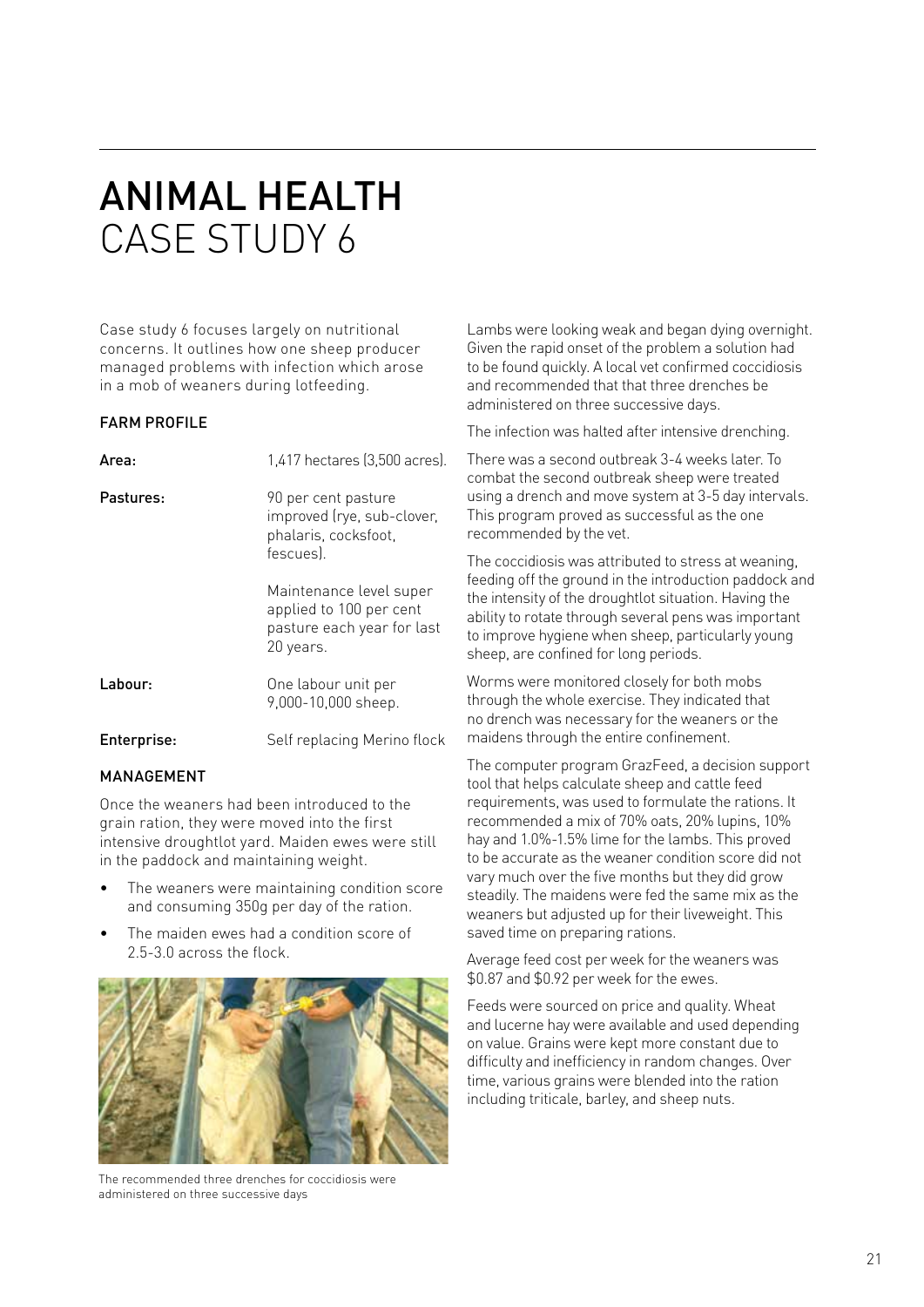# ANIMAL HEALTH
## CASE STUDY 6

Case study 6 focuses largely on nutritional concerns. It outlines how one sheep producer managed problems with infection which arose in a mob of weaners during lotfeeding.

### FARM PROFILE

| | |
|---|---|
| **Area:** | 1,417 hectares (3,500 acres). |
| **Pastures:** | 90 per cent pasture improved (rye, sub-clover, phalaris, cocksfoot, fescues). Maintenance level super applied to 100 per cent pasture each year for last 20 years. |
| **Labour:** | One labour unit per 9,000-10,000 sheep. |
| **Enterprise:** | Self replacing Merino flock |

### MANAGEMENT

Once the weaners had been introduced to the grain ration, they were moved into the first intensive droughtlot yard. Maiden ewes were still in the paddock and maintaining weight.

- The weaners were maintaining condition score and consuming 350g per day of the ration.
- The maiden ewes had a condition score of 2.5-3.0 across the flock.

The recommended three drenches for coccidiosis were administered on three successive days

Lambs were looking weak and began dying overnight. Given the rapid onset of the problem a solution had to be found quickly. A local vet confirmed coccidiosis and recommended that that three drenches be administered on three successive days.

The infection was halted after intensive drenching.

There was a second outbreak 3-4 weeks later. To combat the second outbreak sheep were treated using a drench and move system at 3-5 day intervals. This program proved as successful as the one recommended by the vet.

The coccidiosis was attributed to stress at weaning, feeding off the ground in the introduction paddock and the intensity of the droughtlot situation. Having the ability to rotate through several pens was important to improve hygiene when sheep, particularly young sheep, are confined for long periods.

Worms were monitored closely for both mobs through the whole exercise. They indicated that no drench was necessary for the weaners or the maidens through the entire confinement.

The computer program GrazFeed, a decision support tool that helps calculate sheep and cattle feed requirements, was used to formulate the rations. It recommended a mix of 70% oats, 20% lupins, 10% hay and 1.0%-1.5% lime for the lambs. This proved to be accurate as the weaner condition score did not vary much over the five months but they did grow steadily. The maidens were fed the same mix as the weaners but adjusted up for their liveweight. This saved time on preparing rations.

Average feed cost per week for the weaners was \$0.87 and \$0.92 per week for the ewes.

Feeds were sourced on price and quality. Wheat and lucerne hay were available and used depending on value. Grains were kept more constant due to difficulty and inefficiency in random changes. Over time, various grains were blended into the ration including triticale, barley, and sheep nuts.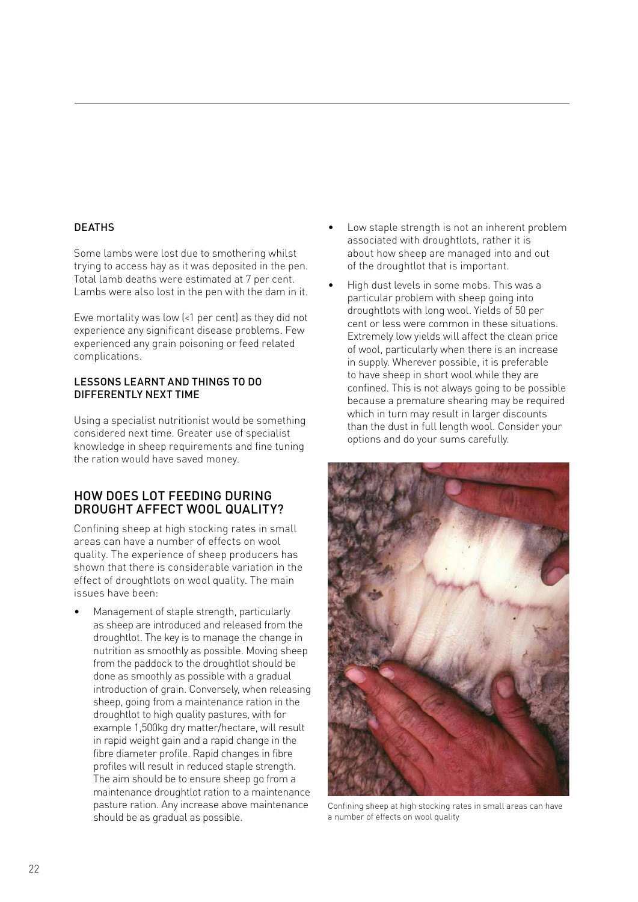### DEATHS

Some lambs were lost due to smothering whilst trying to access hay as it was deposited in the pen. Total lamb deaths were estimated at 7 per cent. Lambs were also lost in the pen with the dam in it.

Ewe mortality was low (<1 per cent) as they did not experience any significant disease problems. Few experienced any grain poisoning or feed related complications.

### LESSONS LEARNT AND THINGS TO DO DIFFERENTLY NEXT TIME

Using a specialist nutritionist would be something considered next time. Greater use of specialist knowledge in sheep requirements and fine tuning the ration would have saved money.

## HOW DOES LOT FEEDING DURING DROUGHT AFFECT WOOL QUALITY?

Confining sheep at high stocking rates in small areas can have a number of effects on wool quality. The experience of sheep producers has shown that there is considerable variation in the effect of droughtlots on wool quality. The main issues have been:

- Management of staple strength, particularly as sheep are introduced and released from the droughtlot. The key is to manage the change in nutrition as smoothly as possible. Moving sheep from the paddock to the droughtlot should be done as smoothly as possible with a gradual introduction of grain. Conversely, when releasing sheep, going from a maintenance ration in the droughtlot to high quality pastures, with for example 1,500kg dry matter/hectare, will result in rapid weight gain and a rapid change in the fibre diameter profile. Rapid changes in fibre profiles will result in reduced staple strength. The aim should be to ensure sheep go from a maintenance droughtlot ration to a maintenance pasture ration. Any increase above maintenance should be as gradual as possible.
- Low staple strength is not an inherent problem associated with droughtlots, rather it is about how sheep are managed into and out of the droughtlot that is important.
- High dust levels in some mobs. This was a particular problem with sheep going into droughtlots with long wool. Yields of 50 per cent or less were common in these situations. Extremely low yields will affect the clean price of wool, particularly when there is an increase in supply. Wherever possible, it is preferable to have sheep in short wool while they are confined. This is not always going to be possible because a premature shearing may be required which in turn may result in larger discounts than the dust in full length wool. Consider your options and do your sums carefully.

Confining sheep at high stocking rates in small areas can have a number of effects on wool quality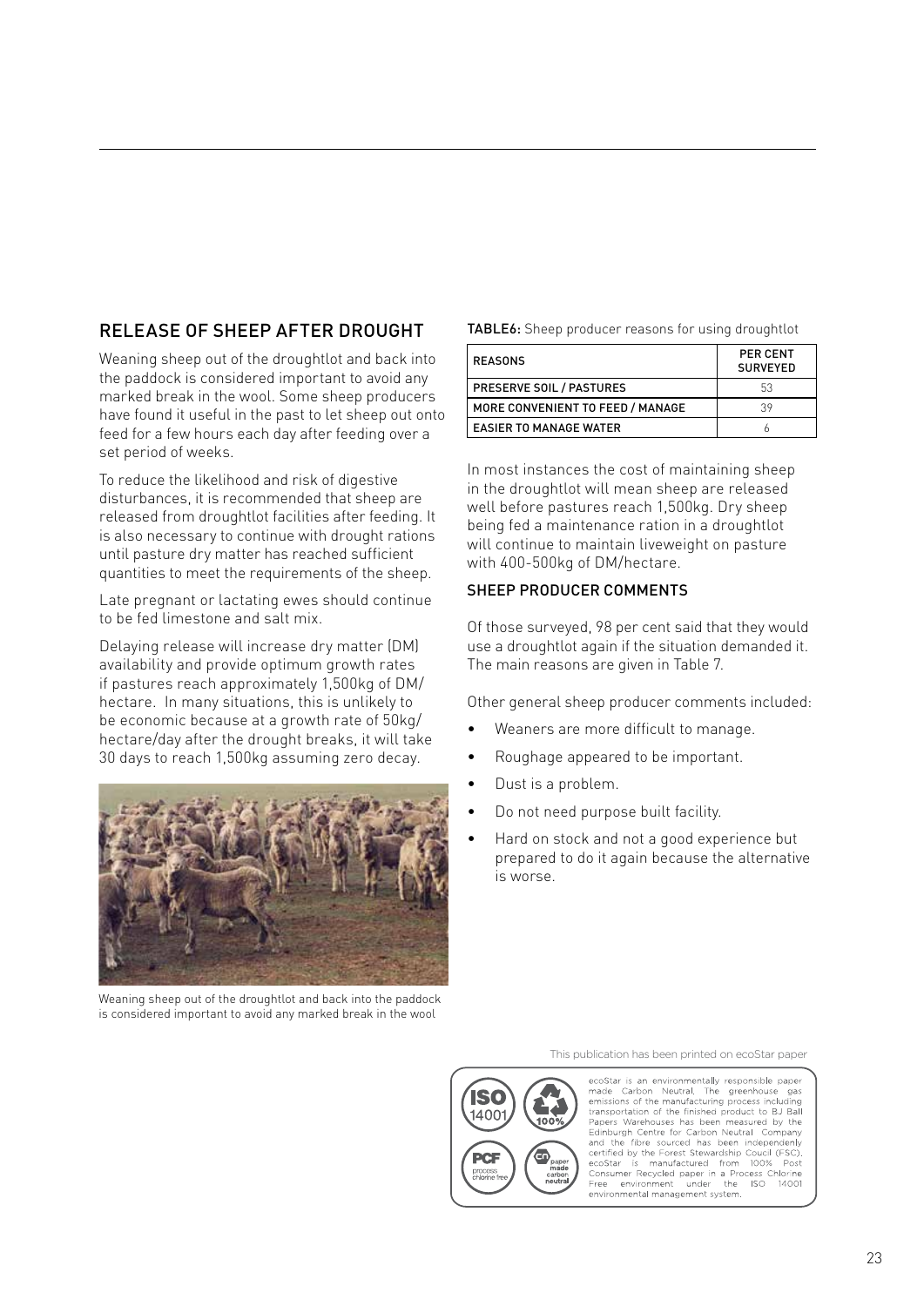## RELEASE OF SHEEP AFTER DROUGHT

Weaning sheep out of the droughtlot and back into the paddock is considered important to avoid any marked break in the wool. Some sheep producers have found it useful in the past to let sheep out onto feed for a few hours each day after feeding over a set period of weeks.

To reduce the likelihood and risk of digestive disturbances, it is recommended that sheep are released from droughtlot facilities after feeding. It is also necessary to continue with drought rations until pasture dry matter has reached sufficient quantities to meet the requirements of the sheep.

Late pregnant or lactating ewes should continue to be fed limestone and salt mix.

Delaying release will increase dry matter (DM) availability and provide optimum growth rates if pastures reach approximately 1,500kg of DM/hectare. In many situations, this is unlikely to be economic because at a growth rate of 50kg/hectare/day after the drought breaks, it will take 30 days to reach 1,500kg assuming zero decay.

Weaning sheep out of the droughtlot and back into the paddock is considered important to avoid any marked break in the wool

**TABLE6:** Sheep producer reasons for using droughtlot

| REASONS | PER CENT SURVEYED |
|---|---|
| PRESERVE SOIL / PASTURES | 53 |
| MORE CONVENIENT TO FEED / MANAGE | 39 |
| EASIER TO MANAGE WATER | 6 |

In most instances the cost of maintaining sheep in the droughtlot will mean sheep are released well before pastures reach 1,500kg. Dry sheep being fed a maintenance ration in a droughtlot will continue to maintain liveweight on pasture with 400-500kg of DM/hectare.

### SHEEP PRODUCER COMMENTS

Of those surveyed, 98 per cent said that they would use a droughtlot again if the situation demanded it. The main reasons are given in Table 7.

Other general sheep producer comments included:

- Weaners are more difficult to manage.
- Roughage appeared to be important.
- Dust is a problem.
- Do not need purpose built facility.
- Hard on stock and not a good experience but prepared to do it again because the alternative is worse.

This publication has been printed on ecoStar paper

ecoStar is an environmentally responsible paper made Carbon Neutral. The greenhouse gas emissions of the manufacturing process including transportation of the finished product to BJ Ball Papers Warehouses has been measured by the Edinburgh Centre for Carbon Neutral Company and the fibre sourced has been independenly certified by the Forest Stewardship Coucil (FSC). ecoStar is manufactured from 100% Post Consumer Recycled paper in a Process Chlorine Free environment under the ISO 14001 environmental management system.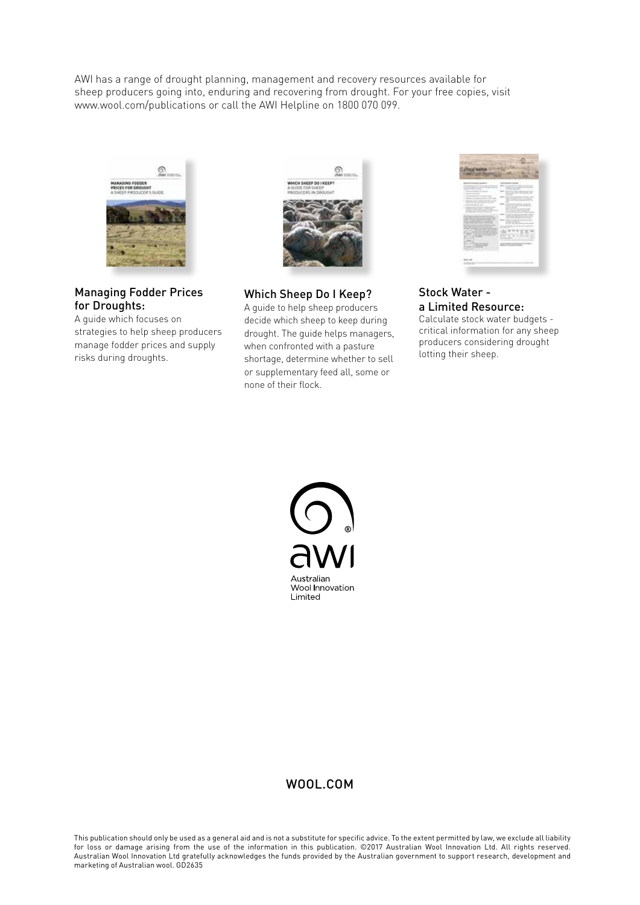AWI has a range of drought planning, management and recovery resources available for sheep producers going into, enduring and recovering from drought. For your free copies, visit www.wool.com/publications or call the AWI Helpline on 1800 070 099.

### Managing Fodder Prices for Droughts:

A guide which focuses on strategies to help sheep producers manage fodder prices and supply risks during droughts.

### Which Sheep Do I Keep?

A guide to help sheep producers decide which sheep to keep during drought. The guide helps managers, when confronted with a pasture shortage, determine whether to sell or supplementary feed all, some or none of their flock.

### Stock Water - a Limited Resource:

Calculate stock water budgets - critical information for any sheep producers considering drought lotting their sheep.

awi
Australian Wool Innovation Limited

WOOL.COM

This publication should only be used as a general aid and is not a substitute for specific advice. To the extent permitted by law, we exclude all liability for loss or damage arising from the use of the information in this publication. ©2017 Australian Wool Innovation Ltd. All rights reserved. Australian Wool Innovation Ltd gratefully acknowledges the funds provided by the Australian government to support research, development and marketing of Australian wool. GD2635